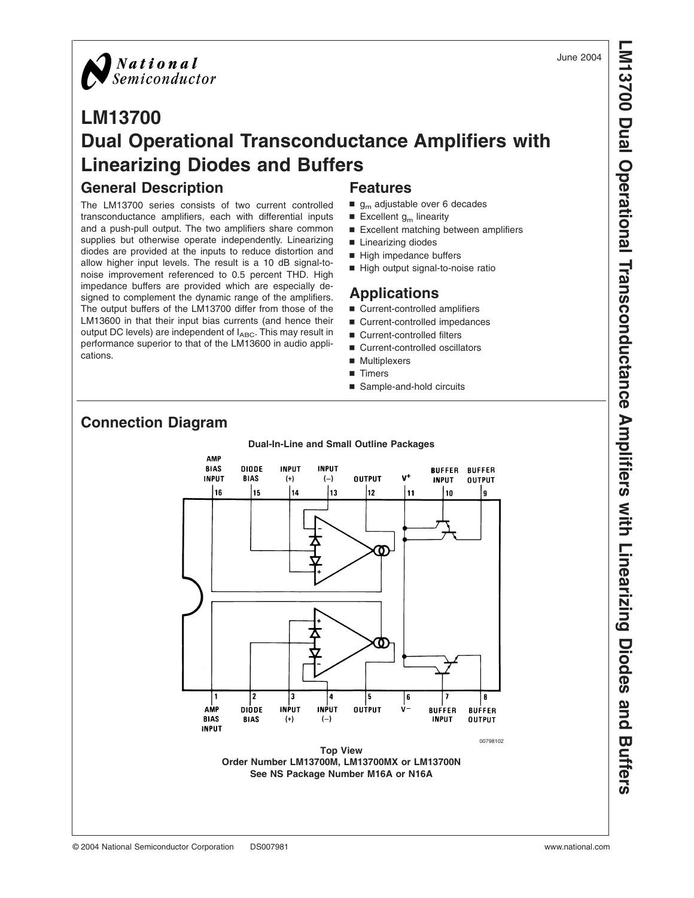June 2004

# LM13700 Dual Operational Transconductance Amplifiers with Linearizing Diodes and Buffers

## General Description

The LM13700 series consists of two current controlled transconductance amplifiers, each with differential inputs and a push-pull output. The two amplifiers share common supplies but otherwise operate independently. Linearizing diodes are provided at the inputs to reduce distortion and allow higher input levels. The result is a 10 dB signal-to-noise improvement referenced to 0.5 percent THD. High impedance buffers are provided which are especially designed to complement the dynamic range of the amplifiers. The output buffers of the LM13700 differ from those of the LM13600 in that their input bias currents (and hence their output DC levels) are independent of $I_{ABC}$. This may result in performance superior to that of the LM13600 in audio applications.

## Features

- $g_m$ adjustable over 6 decades
- Excellent $g_m$ linearity
- Excellent matching between amplifiers
- Linearizing diodes
- High impedance buffers
- High output signal-to-noise ratio

## Applications

- Current-controlled amplifiers
- Current-controlled impedances
- Current-controlled filters
- Current-controlled oscillators
- Multiplexers
- Timers
- Sample-and-hold circuits

## Connection Diagram

**Dual-In-Line and Small Outline Packages**

| Pin | Function | Pin | Function |
|---|---|---|---|
| 1 | AMP BIAS INPUT | 16 | AMP BIAS INPUT |
| 2 | DIODE BIAS | 15 | DIODE BIAS |
| 3 | INPUT (+) | 14 | INPUT (+) |
| 4 | INPUT (−) | 13 | INPUT (−) |
| 5 | OUTPUT | 12 | OUTPUT |
| 6 | V− | 11 | V+ |
| 7 | BUFFER INPUT | 10 | BUFFER INPUT |
| 8 | BUFFER OUTPUT | 9 | BUFFER OUTPUT |

00798102

**Top View**
**Order Number LM13700M, LM13700MX or LM13700N**
**See NS Package Number M16A or N16A**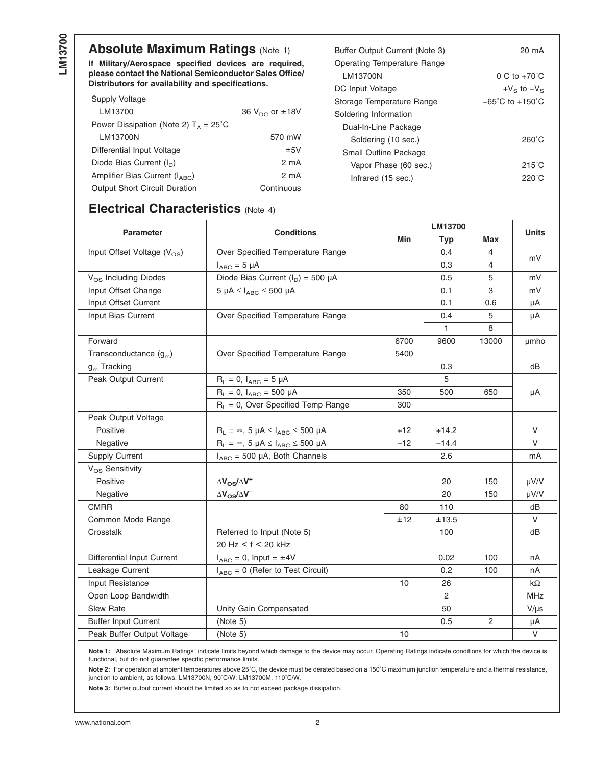## Absolute Maximum Ratings (Note 1)

**If Military/Aerospace specified devices are required, please contact the National Semiconductor Sales Office/ Distributors for availability and specifications.**

| | |
|---|---|
| Supply Voltage | |
| LM13700 | 36 $V_{DC}$ or ±18V |
| Power Dissipation (Note 2) $T_A$ = 25˚C | |
| LM13700N | 570 mW |
| Differential Input Voltage | ±5V |
| Diode Bias Current ($I_D$) | 2 mA |
| Amplifier Bias Current ($I_{ABC}$) | 2 mA |
| Output Short Circuit Duration | Continuous |
| Buffer Output Current (Note 3) | 20 mA |
| Operating Temperature Range | |
| LM13700N | 0˚C to +70˚C |
| DC Input Voltage | $+V_S$ to $-V_S$ |
| Storage Temperature Range | −65˚C to +150˚C |
| Soldering Information | |
| Dual-In-Line Package | |
| Soldering (10 sec.) | 260˚C |
| Small Outline Package | |
| Vapor Phase (60 sec.) | 215˚C |
| Infrared (15 sec.) | 220˚C |

## Electrical Characteristics (Note 4)

| Parameter | Conditions | LM13700 | | | Units |
|---|---|---|---|---|---|
| | | Min | Typ | Max | |
| Input Offset Voltage ($V_{OS}$) | Over Specified Temperature Range | | 0.4 | 4 | mV |
| | $I_{ABC}$ = 5 µA | | 0.3 | 4 | |
| $V_{OS}$ Including Diodes | Diode Bias Current ($I_D$) = 500 µA | | 0.5 | 5 | mV |
| Input Offset Change | 5 µA ≤ $I_{ABC}$ ≤ 500 µA | | 0.1 | 3 | mV |
| Input Offset Current | | | 0.1 | 0.6 | µA |
| Input Bias Current | Over Specified Temperature Range | | 0.4 | 5 | µA |
| | | | 1 | 8 | |
| Forward | | 6700 | 9600 | 13000 | µmho |
| Transconductance ($g_m$) | Over Specified Temperature Range | 5400 | | | |
| $g_m$ Tracking | | | 0.3 | | dB |
| Peak Output Current | $R_L$ = 0, $I_{ABC}$ = 5 µA | | 5 | | µA |
| | $R_L$ = 0, $I_{ABC}$ = 500 µA | 350 | 500 | 650 | |
| | $R_L$ = 0, Over Specified Temp Range | 300 | | | |
| Peak Output Voltage | | | | | |
| Positive | $R_L$ = ∞, 5 µA ≤ $I_{ABC}$ ≤ 500 µA | +12 | +14.2 | | V |
| Negative | $R_L$ = ∞, 5 µA ≤ $I_{ABC}$ ≤ 500 µA | −12 | −14.4 | | V |
| Supply Current | $I_{ABC}$ = 500 µA, Both Channels | | 2.6 | | mA |
| $V_{OS}$ Sensitivity | | | | | |
| Positive | $\Delta V_{OS}/\Delta V^+$ | | 20 | 150 | µV/V |
| Negative | $\Delta V_{OS}/\Delta V^-$ | | 20 | 150 | µV/V |
| CMRR | | 80 | 110 | | dB |
| Common Mode Range | | ±12 | ±13.5 | | V |
| Crosstalk | Referred to Input (Note 5)<br>20 Hz < f < 20 kHz | | 100 | | dB |
| Differential Input Current | $I_{ABC}$ = 0, Input = ±4V | | 0.02 | 100 | nA |
| Leakage Current | $I_{ABC}$ = 0 (Refer to Test Circuit) | | 0.2 | 100 | nA |
| Input Resistance | | 10 | 26 | | kΩ |
| Open Loop Bandwidth | | | 2 | | MHz |
| Slew Rate | Unity Gain Compensated | | 50 | | V/µs |
| Buffer Input Current | (Note 5) | | 0.5 | 2 | µA |
| Peak Buffer Output Voltage | (Note 5) | 10 | | | V |

**Note 1:** "Absolute Maximum Ratings" indicate limits beyond which damage to the device may occur. Operating Ratings indicate conditions for which the device is functional, but do not guarantee specific performance limits.

**Note 2:** For operation at ambient temperatures above 25˚C, the device must be derated based on a 150˚C maximum junction temperature and a thermal resistance, junction to ambient, as follows: LM13700N, 90˚C/W; LM13700M, 110˚C/W.

**Note 3:** Buffer output current should be limited so as to not exceed package dissipation.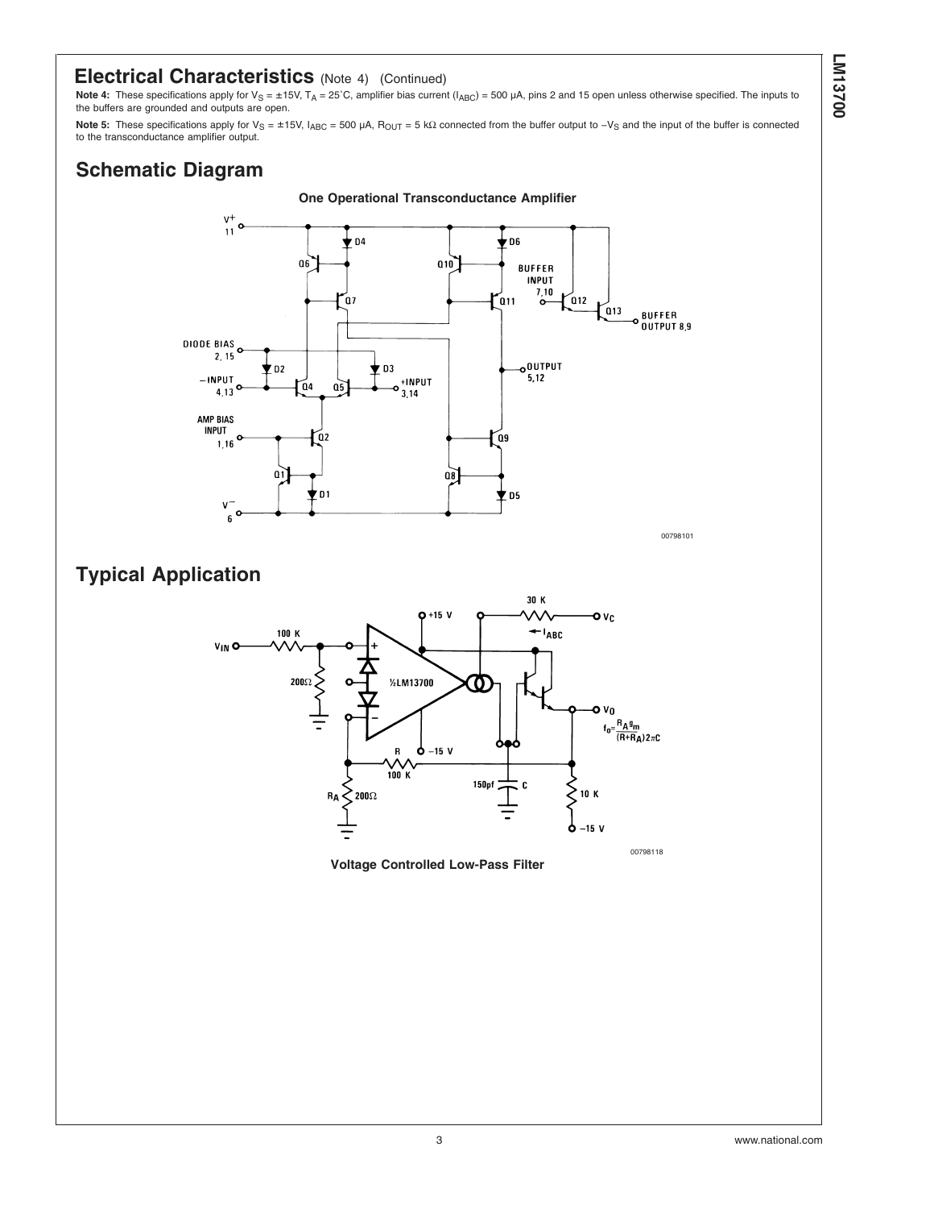## Electrical Characteristics (Note 4) (Continued)

**Note 4:** These specifications apply for $V_S = \pm 15V$, $T_A = 25^\circ C$, amplifier bias current ($I_{ABC}$) = 500 µA, pins 2 and 15 open unless otherwise specified. The inputs to the buffers are grounded and outputs are open.

**Note 5:** These specifications apply for $V_S = \pm 15V$, $I_{ABC}$ = 500 µA, $R_{OUT}$ = 5 kΩ connected from the buffer output to $-V_S$ and the input of the buffer is connected to the transconductance amplifier output.

## Schematic Diagram

**One Operational Transconductance Amplifier**

00798101

## Typical Application

$$f_0 = \frac{R_A g_m}{(R + R_A) 2\pi C}$$

00798118

**Voltage Controlled Low-Pass Filter**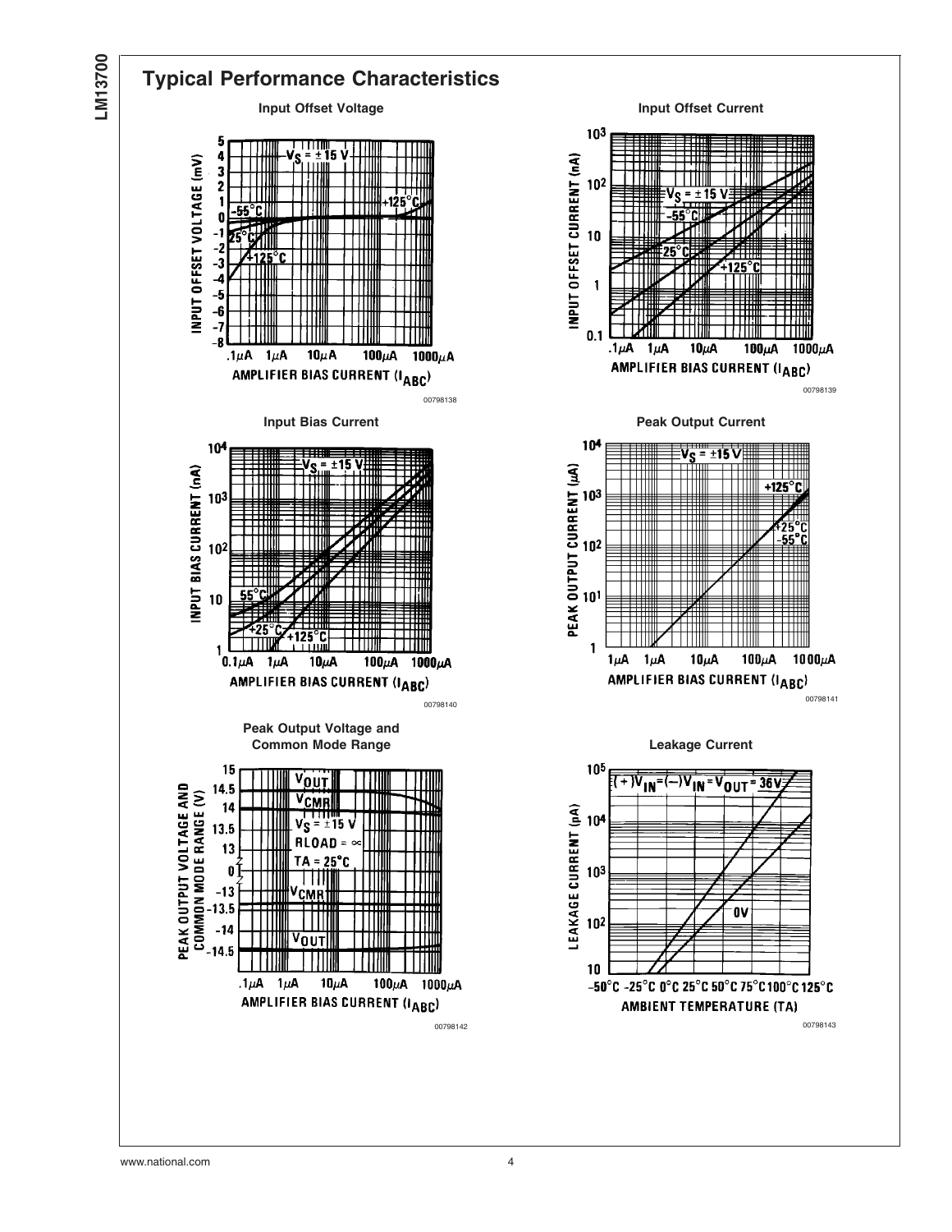## Typical Performance Characteristics

**Input Offset Voltage**

INPUT OFFSET VOLTAGE (mV)

$V_S = \pm 15$ V

-55°C, 25°C, +125°C, +125°C

AMPLIFIER BIAS CURRENT ($I_{ABC}$)

.1μA 1μA 10μA 100μA 1000μA

00798138

**Input Offset Current**

INPUT OFFSET CURRENT (nA)

$V_S = \pm 15$ V

-55°C, 25°C, +125°C

AMPLIFIER BIAS CURRENT ($I_{ABC}$)

.1μA 1μA 10μA 100μA 1000μA

00798139

**Input Bias Current**

INPUT BIAS CURRENT (nA)

$V_S = \pm 15$ V

55°C, +25°C, +125°C

AMPLIFIER BIAS CURRENT ($I_{ABC}$)

0.1μA 1μA 10μA 100μA 1000μA

00798140

**Peak Output Current**

PEAK OUTPUT CURRENT (μA)

$V_S = \pm 15$ V

+125°C, +25°C, -55°C

AMPLIFIER BIAS CURRENT ($I_{ABC}$)

1μA 1μA 10μA 100μA 1000μA

00798141

**Peak Output Voltage and Common Mode Range**

PEAK OUTPUT VOLTAGE AND COMMON MODE RANGE (V)

$V_{OUT}$, $V_{CMR}$, $V_{CMR}$, $V_{OUT}$

$V_S = \pm 15$ V

RLOAD = ∞

TA = 25°C

AMPLIFIER BIAS CURRENT ($I_{ABC}$)

.1μA 1μA 10μA 100μA 1000μA

00798142

**Leakage Current**

LEAKAGE CURRENT (pA)

$(+)V_{IN} = (-)V_{IN} = V_{OUT} = 36V$

0V

AMBIENT TEMPERATURE (TA)

-50°C -25°C 0°C 25°C 50°C 75°C 100°C 125°C

00798143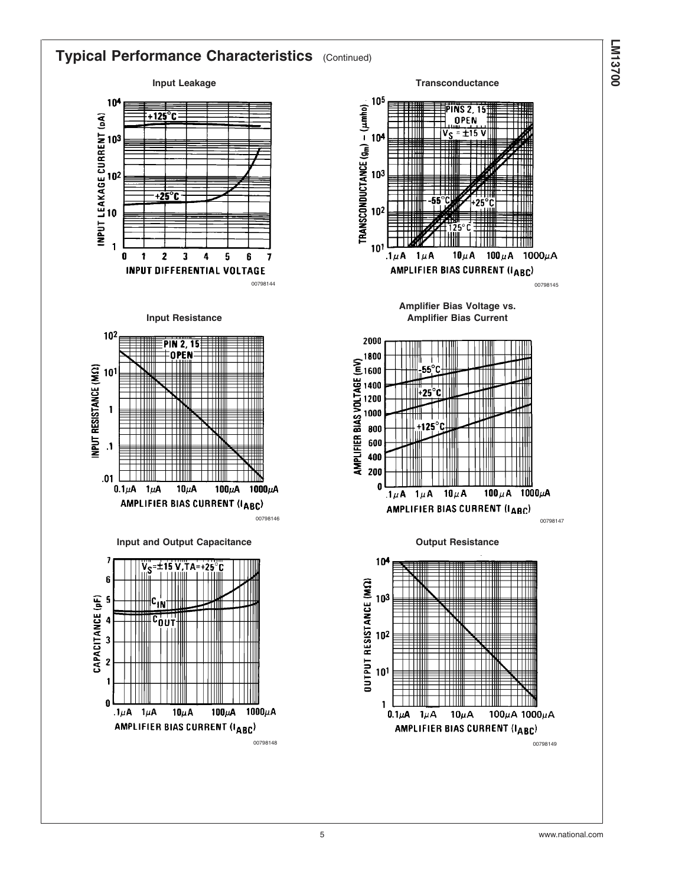## Typical Performance Characteristics (Continued)

**Input Leakage**

INPUT LEAKAGE CURRENT (pA)

+125°C

+25°C

INPUT DIFFERENTIAL VOLTAGE

00798144

**Transconductance**

TRANSCONDUCTANCE ($g_m$) – (μmho)

PINS 2, 15 OPEN

$V_S$ = ±15 V

-55°C

+25°C

125°C

AMPLIFIER BIAS CURRENT ($I_{ABC}$)

00798145

**Input Resistance**

INPUT RESISTANCE (MΩ)

PIN 2, 15 OPEN

AMPLIFIER BIAS CURRENT ($I_{ABC}$)

00798146

**Amplifier Bias Voltage vs. Amplifier Bias Current**

AMPLIFIER BIAS VOLTAGE (mV)

-55°C

+25°C

+125°C

AMPLIFIER BIAS CURRENT ($I_{ABC}$)

00798147

**Input and Output Capacitance**

CAPACITANCE (pF)

$V_S$=±15 V, TA=+25°C

$C_{IN}$

$C_{OUT}$

AMPLIFIER BIAS CURRENT ($I_{ABC}$)

00798148

**Output Resistance**

OUTPUT RESISTANCE (MΩ)

AMPLIFIER BIAS CURRENT ($I_{ABC}$)

00798149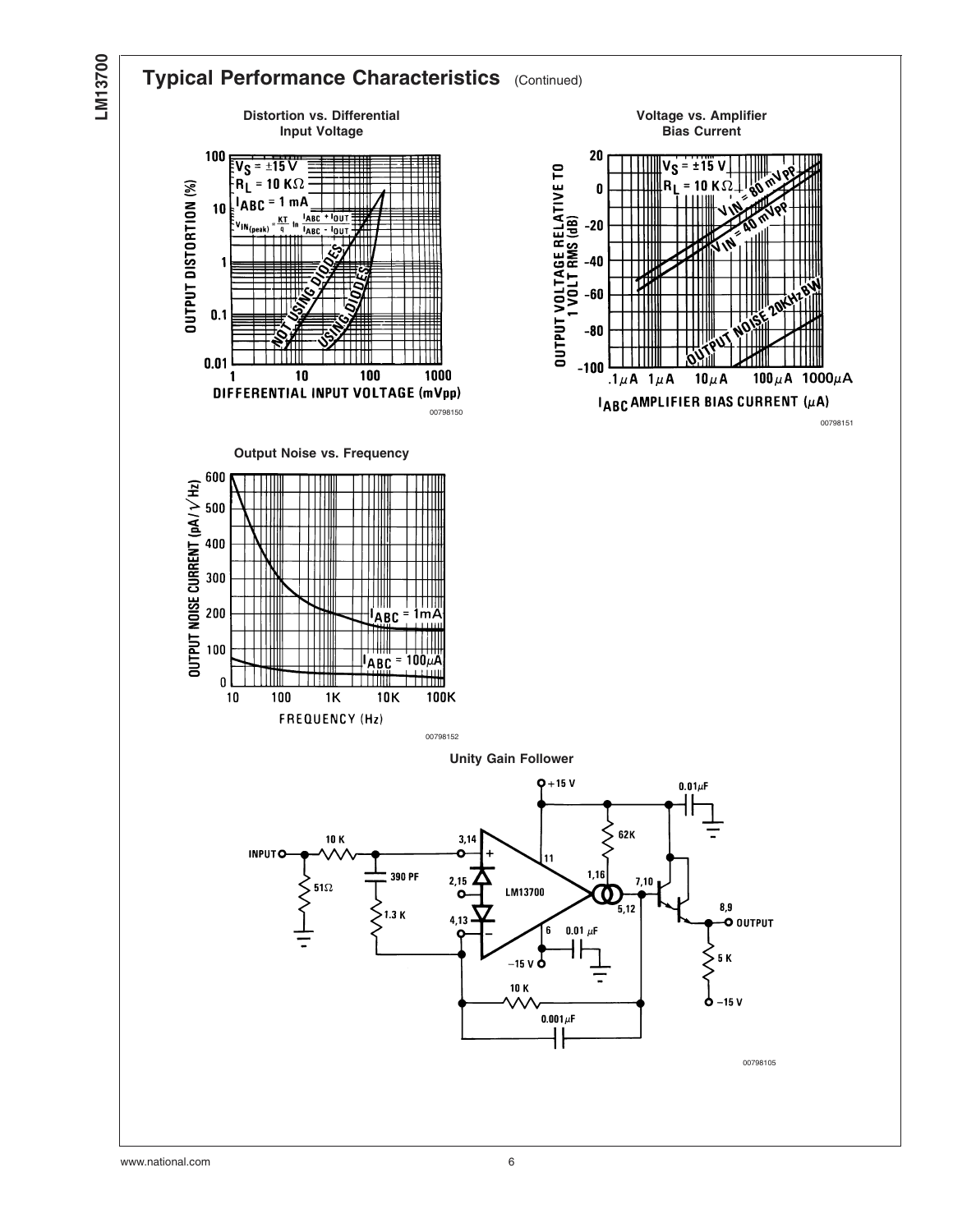## Typical Performance Characteristics (Continued)

**Distortion vs. Differential Input Voltage**

$V_S = \pm 15\,V$
$R_L = 10\,K\Omega$
$I_{ABC} = 1\,mA$
$V_{IN(peak)} = \frac{KT}{q} \ln \frac{I_{ABC} + I_{OUT}}{I_{ABC} - I_{OUT}}$

OUTPUT DISTORTION (%)

DIFFERENTIAL INPUT VOLTAGE (mVpp)

NOT USING DIODES

USING DIODES

00798150

**Voltage vs. Amplifier Bias Current**

$V_S = \pm 15\,V$
$R_L = 10\,K\Omega$

$V_{IN} = 80\,mV_{PP}$

$V_{IN} = 40\,mV_{PP}$

OUTPUT NOISE 20KHz BW

OUTPUT VOLTAGE RELATIVE TO 1 VOLT RMS (dB)

$I_{ABC}$ AMPLIFIER BIAS CURRENT (µA)

00798151

**Output Noise vs. Frequency**

OUTPUT NOISE CURRENT (pA/√Hz)

FREQUENCY (Hz)

$I_{ABC} = 1mA$

$I_{ABC} = 100\mu A$

00798152

**Unity Gain Follower**

00798105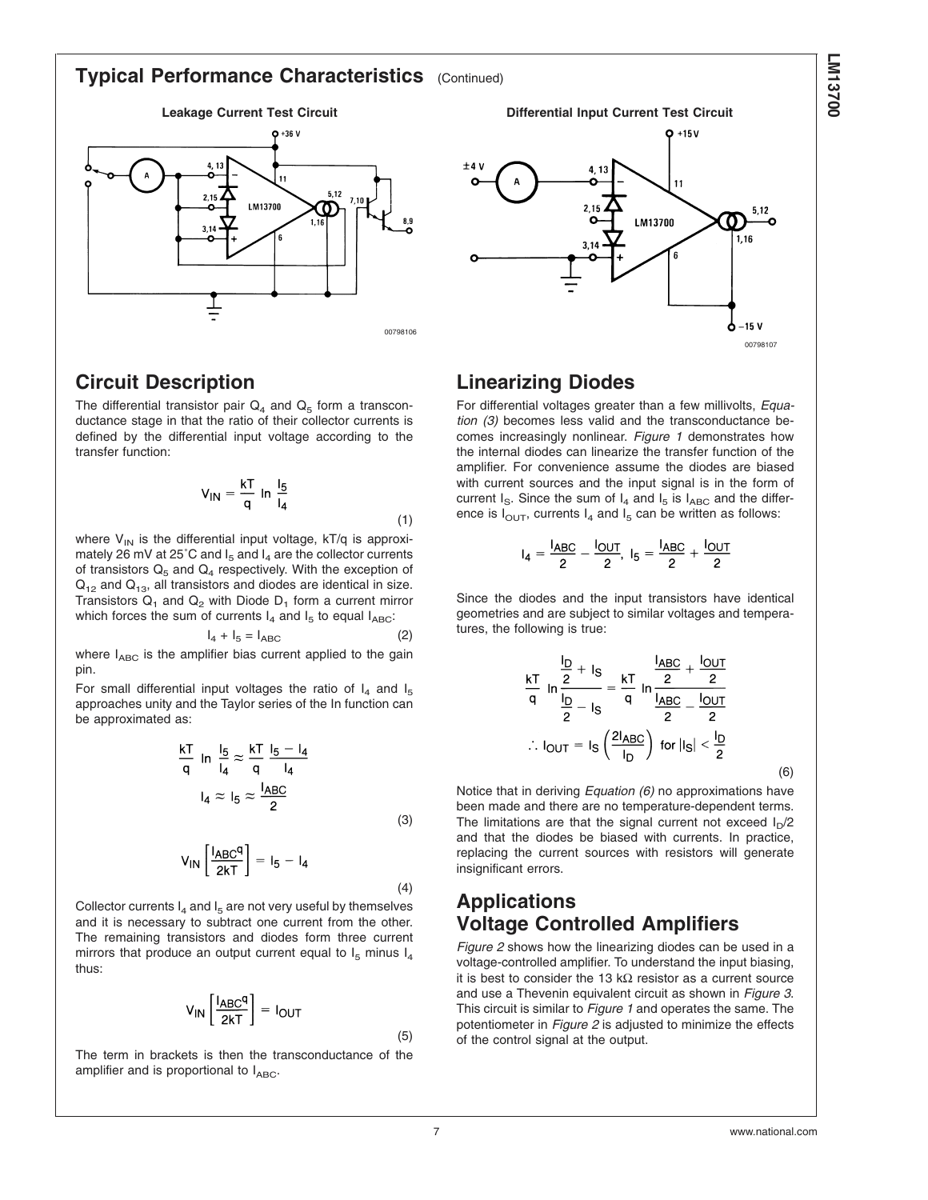## Typical Performance Characteristics (Continued)

**Leakage Current Test Circuit**

**Differential Input Current Test Circuit**

## Circuit Description

The differential transistor pair $Q_4$ and $Q_5$ form a transconductance stage in that the ratio of their collector currents is defined by the differential input voltage according to the transfer function:

$$V_{IN} = \frac{kT}{q} \ln \frac{I_5}{I_4} \tag{1}$$

where $V_{IN}$ is the differential input voltage, kT/q is approximately 26 mV at 25˚C and $I_5$ and $I_4$ are the collector currents of transistors $Q_5$ and $Q_4$ respectively. With the exception of $Q_{12}$ and $Q_{13}$, all transistors and diodes are identical in size. Transistors $Q_1$ and $Q_2$ with Diode $D_1$ form a current mirror which forces the sum of currents $I_4$ and $I_5$ to equal $I_{ABC}$:

$$I_4 + I_5 = I_{ABC} \tag{2}$$

where $I_{ABC}$ is the amplifier bias current applied to the gain pin.

For small differential input voltages the ratio of $I_4$ and $I_5$ approaches unity and the Taylor series of the In function can be approximated as:

$$\frac{kT}{q} \ln \frac{I_5}{I_4} \approx \frac{kT}{q} \frac{I_5 - I_4}{I_4}$$

$$I_4 \approx I_5 \approx \frac{I_{ABC}}{2} \tag{3}$$

$$V_{IN} \left[ \frac{I_{ABC} q}{2kT} \right] = I_5 - I_4 \tag{4}$$

Collector currents $I_4$ and $I_5$ are not very useful by themselves and it is necessary to subtract one current from the other. The remaining transistors and diodes form three current mirrors that produce an output current equal to $I_5$ minus $I_4$ thus:

$$V_{IN} \left[ \frac{I_{ABC} q}{2kT} \right] = I_{OUT} \tag{5}$$

The term in brackets is then the transconductance of the amplifier and is proportional to $I_{ABC}$.

## Linearizing Diodes

For differential voltages greater than a few millivolts, *Equation (3)* becomes less valid and the transconductance becomes increasingly nonlinear. *Figure 1* demonstrates how the internal diodes can linearize the transfer function of the amplifier. For convenience assume the diodes are biased with current sources and the input signal is in the form of current $I_S$. Since the sum of $I_4$ and $I_5$ is $I_{ABC}$ and the difference is $I_{OUT}$, currents $I_4$ and $I_5$ can be written as follows:

$$I_4 = \frac{I_{ABC}}{2} - \frac{I_{OUT}}{2},\ I_5 = \frac{I_{ABC}}{2} + \frac{I_{OUT}}{2}$$

Since the diodes and the input transistors have identical geometries and are subject to similar voltages and temperatures, the following is true:

$$\frac{kT}{q} \ln \frac{\frac{I_D}{2} + I_S}{\frac{I_D}{2} - I_S} = \frac{kT}{q} \ln \frac{\frac{I_{ABC}}{2} + \frac{I_{OUT}}{2}}{\frac{I_{ABC}}{2} - \frac{I_{OUT}}{2}}$$

$$\therefore I_{OUT} = I_S \left( \frac{2 I_{ABC}}{I_D} \right) \text{ for } |I_S| < \frac{I_D}{2} \tag{6}$$

Notice that in deriving *Equation (6)* no approximations have been made and there are no temperature-dependent terms. The limitations are that the signal current not exceed $I_D/2$ and that the diodes be biased with currents. In practice, replacing the current sources with resistors will generate insignificant errors.

## Applications

## Voltage Controlled Amplifiers

*Figure 2* shows how the linearizing diodes can be used in a voltage-controlled amplifier. To understand the input biasing, it is best to consider the 13 kΩ resistor as a current source and use a Thevenin equivalent circuit as shown in *Figure 3*. This circuit is similar to *Figure 1* and operates the same. The potentiometer in *Figure 2* is adjusted to minimize the effects of the control signal at the output.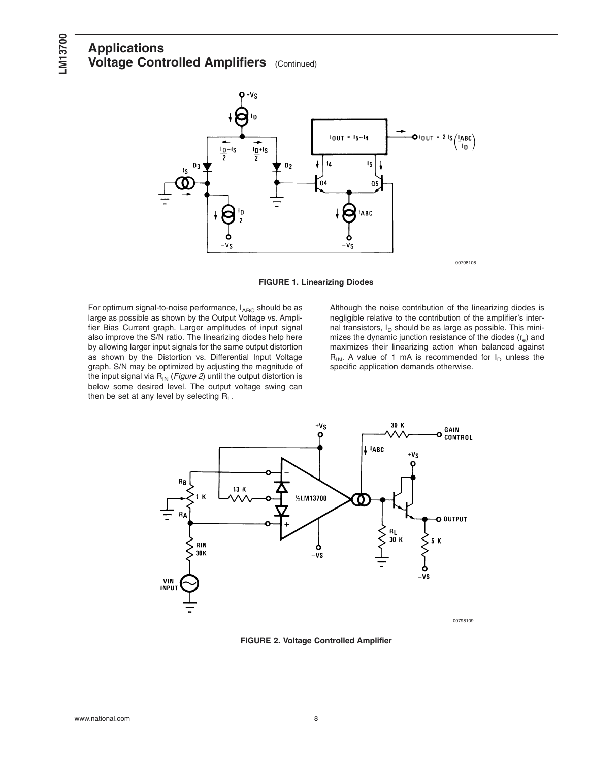## Applications

### Voltage Controlled Amplifiers (Continued)

**FIGURE 1. Linearizing Diodes**

For optimum signal-to-noise performance, $I_{ABC}$ should be as large as possible as shown by the Output Voltage vs. Amplifier Bias Current graph. Larger amplitudes of input signal also improve the S/N ratio. The linearizing diodes help here by allowing larger input signals for the same output distortion as shown by the Distortion vs. Differential Input Voltage graph. S/N may be optimized by adjusting the magnitude of the input signal via $R_{IN}$ (*Figure 2*) until the output distortion is below some desired level. The output voltage swing can then be set at any level by selecting $R_L$.

Although the noise contribution of the linearizing diodes is negligible relative to the contribution of the amplifier's internal transistors, $I_D$ should be as large as possible. This minimizes the dynamic junction resistance of the diodes ($r_e$) and maximizes their linearizing action when balanced against $R_{IN}$. A value of 1 mA is recommended for $I_D$ unless the specific application demands otherwise.

**FIGURE 2. Voltage Controlled Amplifier**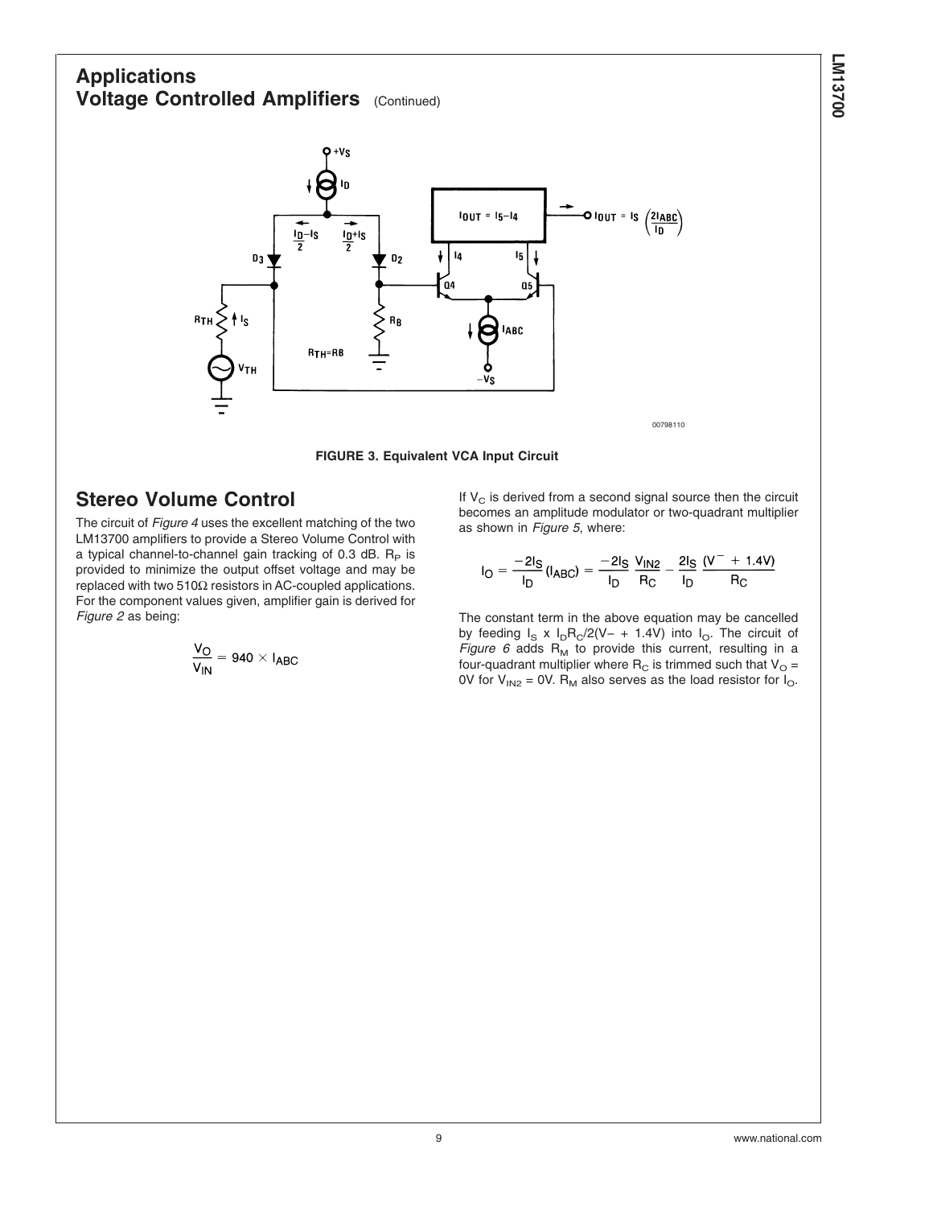## Applications

### Voltage Controlled Amplifiers (Continued)

FIGURE 3. Equivalent VCA Input Circuit

## Stereo Volume Control

The circuit of *Figure 4* uses the excellent matching of the two LM13700 amplifiers to provide a Stereo Volume Control with a typical channel-to-channel gain tracking of 0.3 dB. $R_P$ is provided to minimize the output offset voltage and may be replaced with two 510Ω resistors in AC-coupled applications. For the component values given, amplifier gain is derived for *Figure 2* as being:

$$\frac{V_O}{V_{IN}} = 940 \times I_{ABC}$$

If $V_C$ is derived from a second signal source then the circuit becomes an amplitude modulator or two-quadrant multiplier as shown in *Figure 5*, where:

$$I_O = \frac{-2I_S}{I_D}(I_{ABC}) = \frac{-2I_S}{I_D}\frac{V_{IN2}}{R_C} - \frac{2I_S}{I_D}\frac{(V^- + 1.4V)}{R_C}$$

The constant term in the above equation may be cancelled by feeding $I_S$ x $I_D R_C/2(V- + 1.4V)$ into $I_O$. The circuit of *Figure 6* adds $R_M$ to provide this current, resulting in a four-quadrant multiplier where $R_C$ is trimmed such that $V_O$ = 0V for $V_{IN2}$ = 0V. $R_M$ also serves as the load resistor for $I_O$.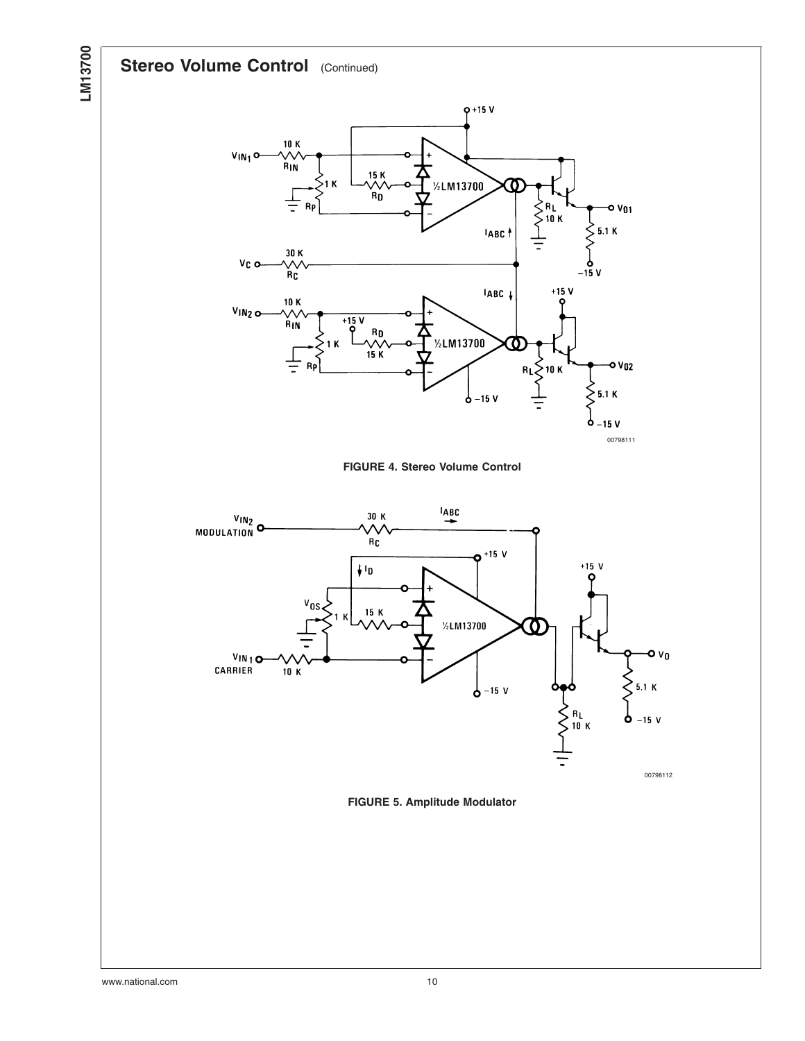## Stereo Volume Control (Continued)

FIGURE 4. Stereo Volume Control

FIGURE 5. Amplitude Modulator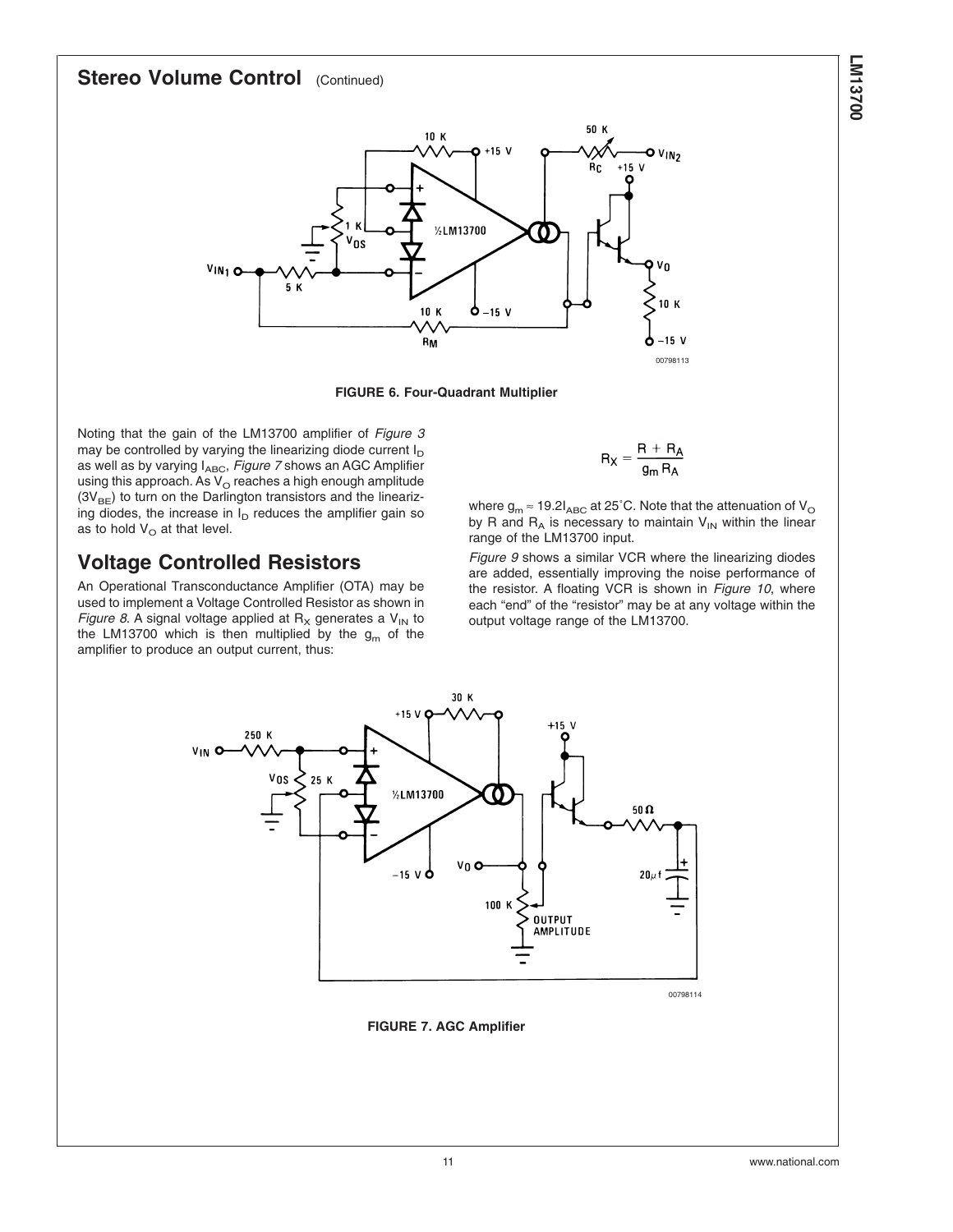## Stereo Volume Control (Continued)

**FIGURE 6. Four-Quadrant Multiplier**

Noting that the gain of the LM13700 amplifier of *Figure 3* may be controlled by varying the linearizing diode current $I_D$ as well as by varying $I_{ABC}$, *Figure 7* shows an AGC Amplifier using this approach. As $V_O$ reaches a high enough amplitude ($3V_{BE}$) to turn on the Darlington transistors and the linearizing diodes, the increase in $I_D$ reduces the amplifier gain so as to hold $V_O$ at that level.

## Voltage Controlled Resistors

An Operational Transconductance Amplifier (OTA) may be used to implement a Voltage Controlled Resistor as shown in *Figure 8*. A signal voltage applied at $R_X$ generates a $V_{IN}$ to the LM13700 which is then multiplied by the $g_m$ of the amplifier to produce an output current, thus:

$$R_X = \frac{R + R_A}{g_m R_A}$$

where $g_m \approx 19.2I_{ABC}$ at 25˚C. Note that the attenuation of $V_O$ by R and $R_A$ is necessary to maintain $V_{IN}$ within the linear range of the LM13700 input.

*Figure 9* shows a similar VCR where the linearizing diodes are added, essentially improving the noise performance of the resistor. A floating VCR is shown in *Figure 10*, where each "end" of the "resistor" may be at any voltage within the output voltage range of the LM13700.

**FIGURE 7. AGC Amplifier**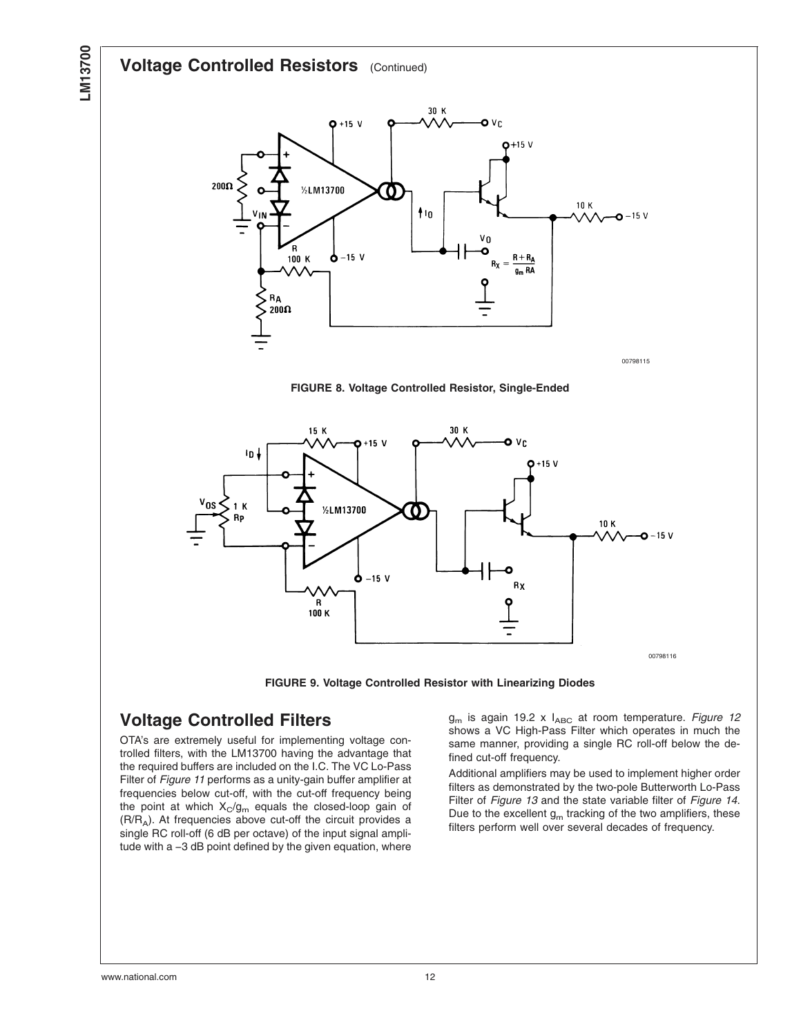## Voltage Controlled Resistors (Continued)

**FIGURE 8. Voltage Controlled Resistor, Single-Ended**

**FIGURE 9. Voltage Controlled Resistor with Linearizing Diodes**

## Voltage Controlled Filters

OTA's are extremely useful for implementing voltage controlled filters, with the LM13700 having the advantage that the required buffers are included on the I.C. The VC Lo-Pass Filter of *Figure 11* performs as a unity-gain buffer amplifier at frequencies below cut-off, with the cut-off frequency being the point at which $X_C/g_m$ equals the closed-loop gain of $(R/R_A)$. At frequencies above cut-off the circuit provides a single RC roll-off (6 dB per octave) of the input signal amplitude with a −3 dB point defined by the given equation, where $g_m$ is again 19.2 x $I_{ABC}$ at room temperature. *Figure 12* shows a VC High-Pass Filter which operates in much the same manner, providing a single RC roll-off below the defined cut-off frequency.

Additional amplifiers may be used to implement higher order filters as demonstrated by the two-pole Butterworth Lo-Pass Filter of *Figure 13* and the state variable filter of *Figure 14*. Due to the excellent $g_m$ tracking of the two amplifiers, these filters perform well over several decades of frequency.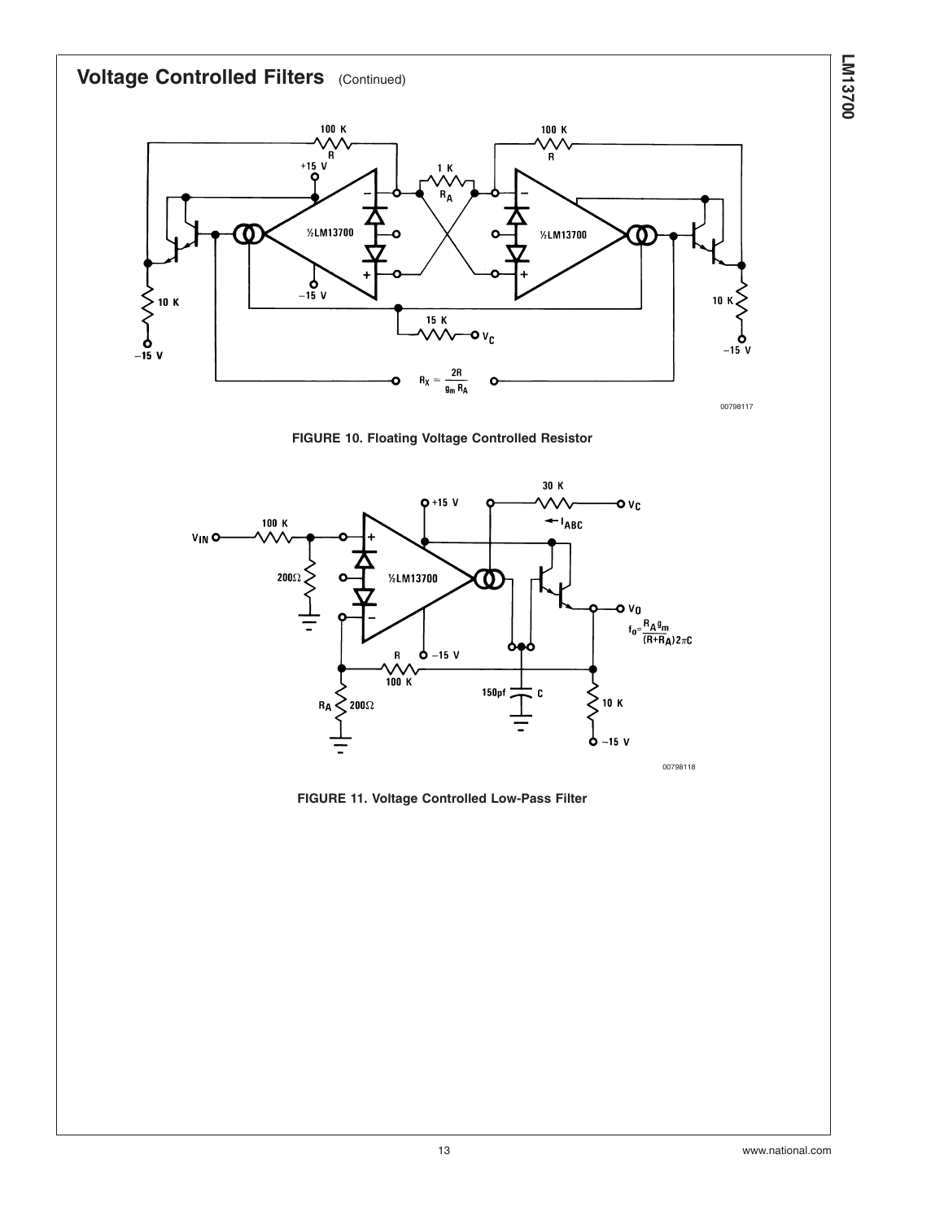## Voltage Controlled Filters (Continued)

FIGURE 10. Floating Voltage Controlled Resistor

FIGURE 11. Voltage Controlled Low-Pass Filter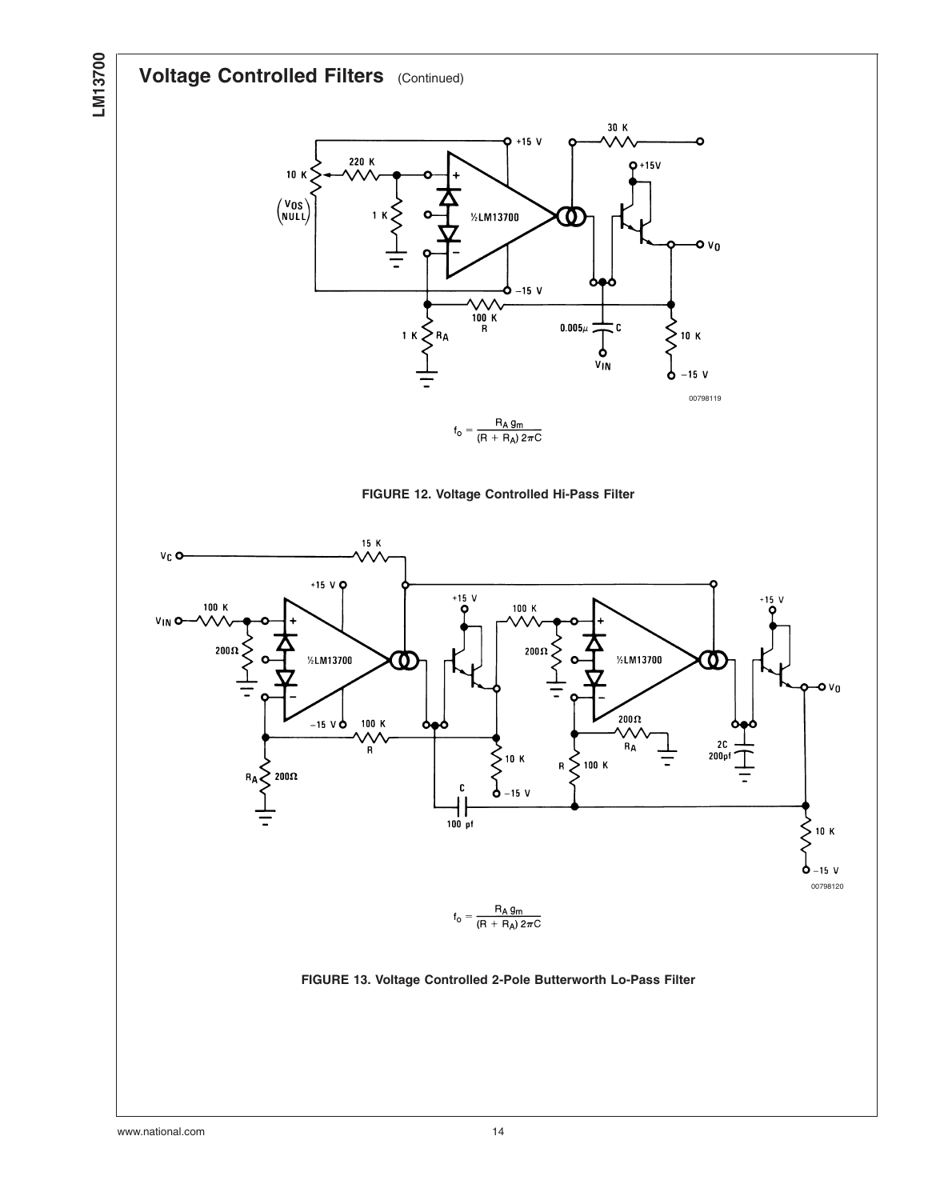## Voltage Controlled Filters (Continued)

$$f_o = \frac{R_A\, g_m}{(R + R_A)\, 2\pi C}$$

**FIGURE 12. Voltage Controlled Hi-Pass Filter**

$$f_o = \frac{R_A\, g_m}{(R + R_A)\, 2\pi C}$$

**FIGURE 13. Voltage Controlled 2-Pole Butterworth Lo-Pass Filter**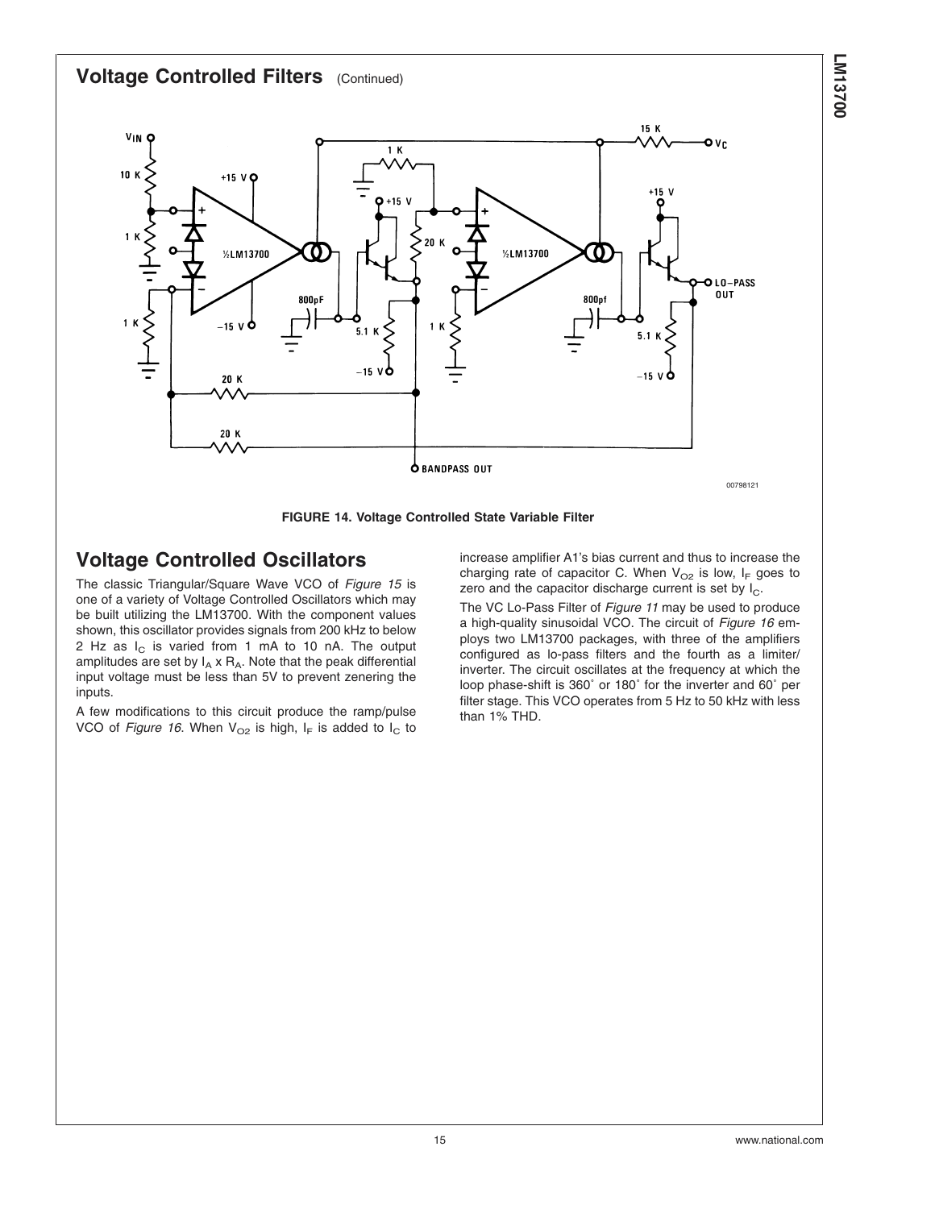## Voltage Controlled Filters (Continued)

**FIGURE 14. Voltage Controlled State Variable Filter**

## Voltage Controlled Oscillators

The classic Triangular/Square Wave VCO of *Figure 15* is one of a variety of Voltage Controlled Oscillators which may be built utilizing the LM13700. With the component values shown, this oscillator provides signals from 200 kHz to below 2 Hz as $I_C$ is varied from 1 mA to 10 nA. The output amplitudes are set by $I_A$ x $R_A$. Note that the peak differential input voltage must be less than 5V to prevent zenering the inputs.

A few modifications to this circuit produce the ramp/pulse VCO of *Figure 16*. When $V_{O2}$ is high, $I_F$ is added to $I_C$ to increase amplifier A1's bias current and thus to increase the charging rate of capacitor C. When $V_{O2}$ is low, $I_F$ goes to zero and the capacitor discharge current is set by $I_C$.

The VC Lo-Pass Filter of *Figure 11* may be used to produce a high-quality sinusoidal VCO. The circuit of *Figure 16* employs two LM13700 packages, with three of the amplifiers configured as lo-pass filters and the fourth as a limiter/inverter. The circuit oscillates at the frequency at which the loop phase-shift is 360˚ or 180˚ for the inverter and 60˚ per filter stage. This VCO operates from 5 Hz to 50 kHz with less than 1% THD.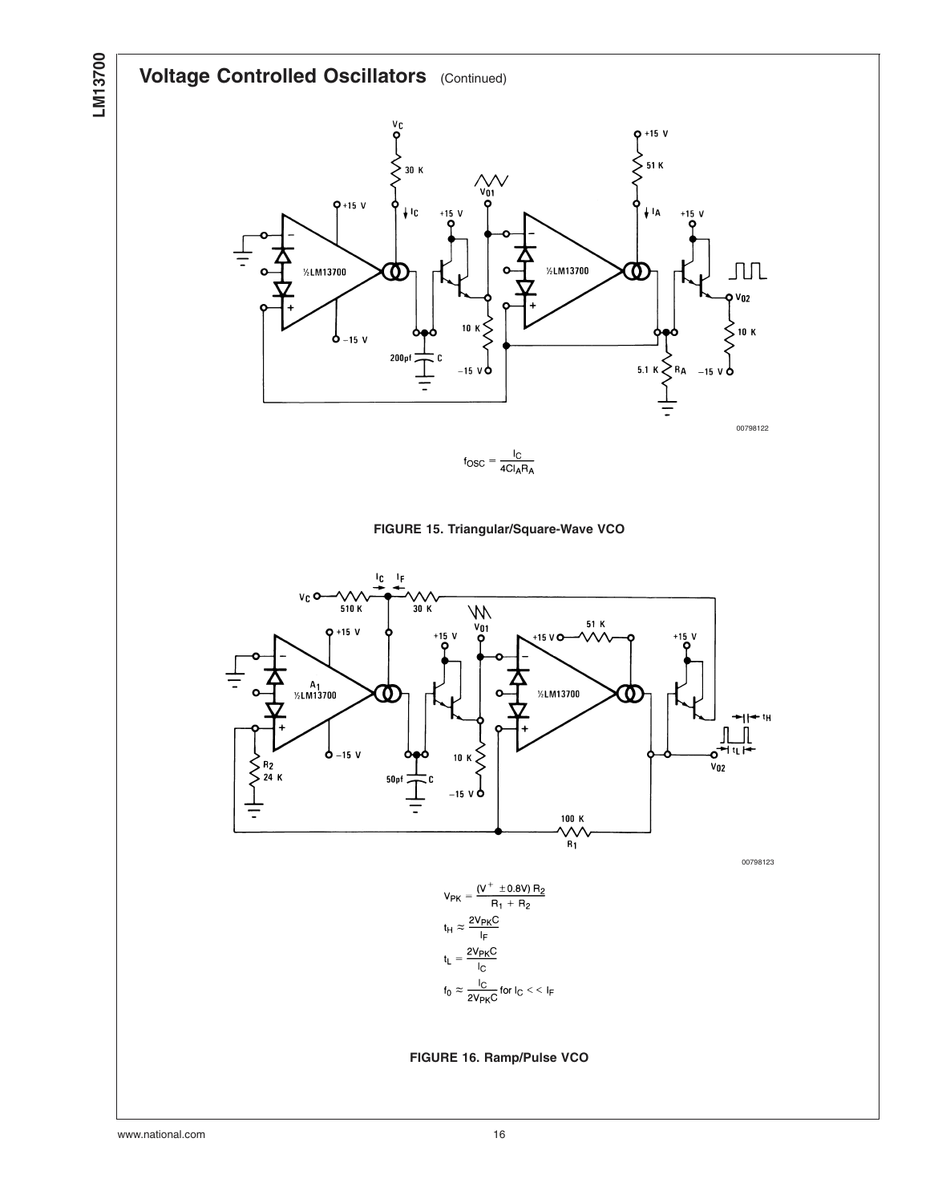## Voltage Controlled Oscillators (Continued)

00798122

$$f_{OSC} = \frac{I_C}{4CI_AR_A}$$

**FIGURE 15. Triangular/Square-Wave VCO**

00798123

$$V_{PK} = \frac{(V^+ \pm 0.8V)\,R_2}{R_1 + R_2}$$

$$t_H \approx \frac{2V_{PK}C}{I_F}$$

$$t_L = \frac{2V_{PK}C}{I_C}$$

$$f_0 \approx \frac{I_C}{2V_{PK}C} \text{ for } I_C << I_F$$

**FIGURE 16. Ramp/Pulse VCO**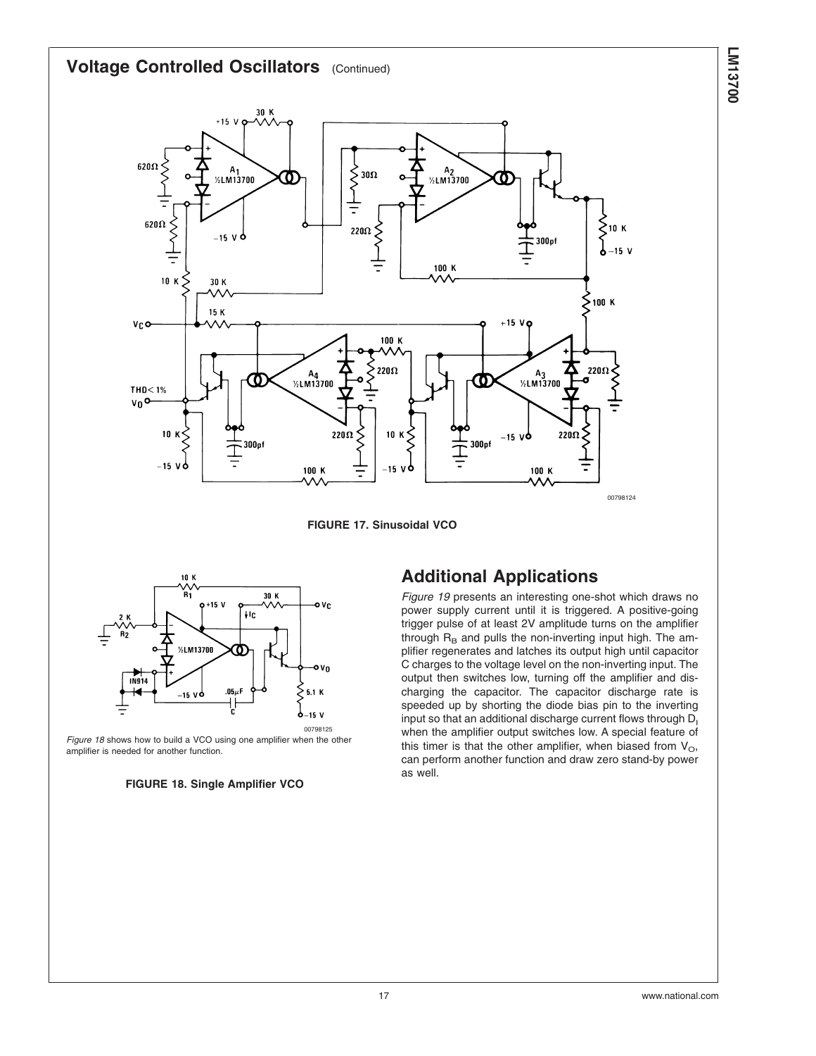## Voltage Controlled Oscillators (Continued)

**FIGURE 17. Sinusoidal VCO**

*Figure 18* shows how to build a VCO using one amplifier when the other amplifier is needed for another function.

**FIGURE 18. Single Amplifier VCO**

## Additional Applications

*Figure 19* presents an interesting one-shot which draws no power supply current until it is triggered. A positive-going trigger pulse of at least 2V amplitude turns on the amplifier through $R_B$ and pulls the non-inverting input high. The amplifier regenerates and latches its output high until capacitor C charges to the voltage level on the non-inverting input. The output then switches low, turning off the amplifier and discharging the capacitor. The capacitor discharge rate is speeded up by shorting the diode bias pin to the inverting input so that an additional discharge current flows through $D_I$ when the amplifier output switches low. A special feature of this timer is that the other amplifier, when biased from $V_O$, can perform another function and draw zero stand-by power as well.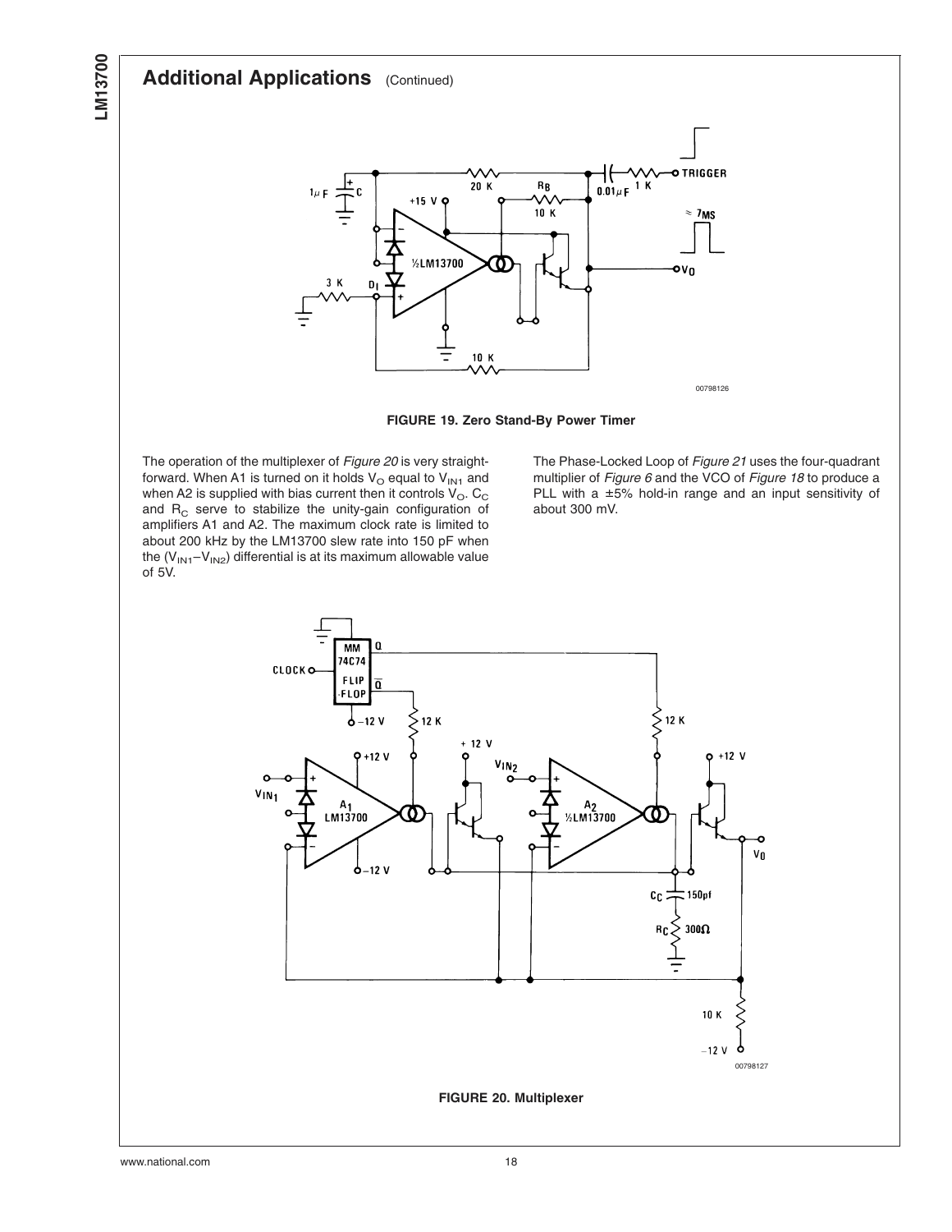## Additional Applications (Continued)

FIGURE 19. Zero Stand-By Power Timer

The operation of the multiplexer of *Figure 20* is very straightforward. When A1 is turned on it holds $V_O$ equal to $V_{IN1}$ and when A2 is supplied with bias current then it controls $V_O$. $C_C$ and $R_C$ serve to stabilize the unity-gain configuration of amplifiers A1 and A2. The maximum clock rate is limited to about 200 kHz by the LM13700 slew rate into 150 pF when the ($V_{IN1}$–$V_{IN2}$) differential is at its maximum allowable value of 5V.

The Phase-Locked Loop of *Figure 21* uses the four-quadrant multiplier of *Figure 6* and the VCO of *Figure 18* to produce a PLL with a ±5% hold-in range and an input sensitivity of about 300 mV.

FIGURE 20. Multiplexer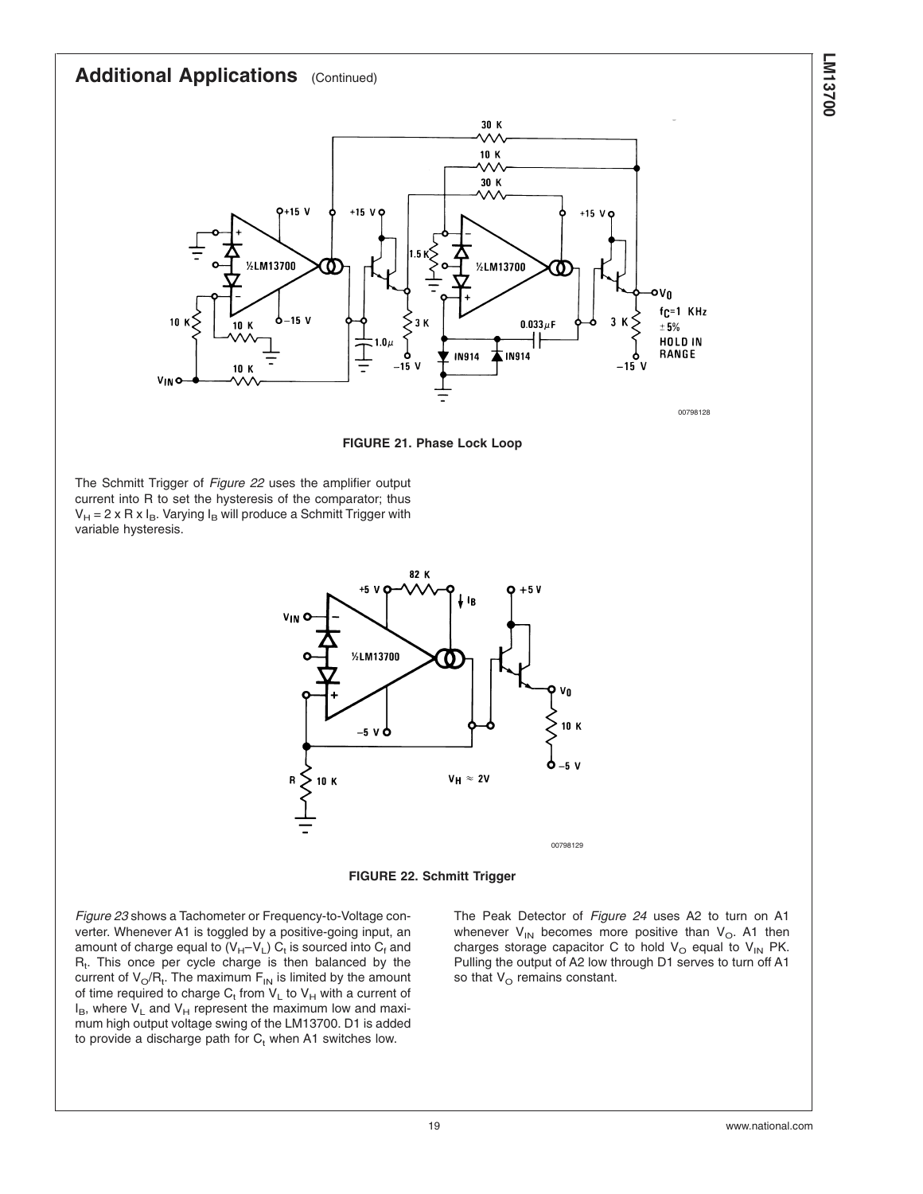## Additional Applications (Continued)

FIGURE 21. Phase Lock Loop

The Schmitt Trigger of *Figure 22* uses the amplifier output current into R to set the hysteresis of the comparator; thus $V_H = 2 \times R \times I_B$. Varying $I_B$ will produce a Schmitt Trigger with variable hysteresis.

FIGURE 22. Schmitt Trigger

*Figure 23* shows a Tachometer or Frequency-to-Voltage converter. Whenever A1 is toggled by a positive-going input, an amount of charge equal to $(V_H - V_L)\ C_t$ is sourced into $C_f$ and $R_t$. This once per cycle charge is then balanced by the current of $V_O/R_t$. The maximum $F_{IN}$ is limited by the amount of time required to charge $C_t$ from $V_L$ to $V_H$ with a current of $I_B$, where $V_L$ and $V_H$ represent the maximum low and maximum high output voltage swing of the LM13700. D1 is added to provide a discharge path for $C_t$ when A1 switches low.

The Peak Detector of *Figure 24* uses A2 to turn on A1 whenever $V_{IN}$ becomes more positive than $V_O$. A1 then charges storage capacitor C to hold $V_O$ equal to $V_{IN}$ PK. Pulling the output of A2 low through D1 serves to turn off A1 so that $V_O$ remains constant.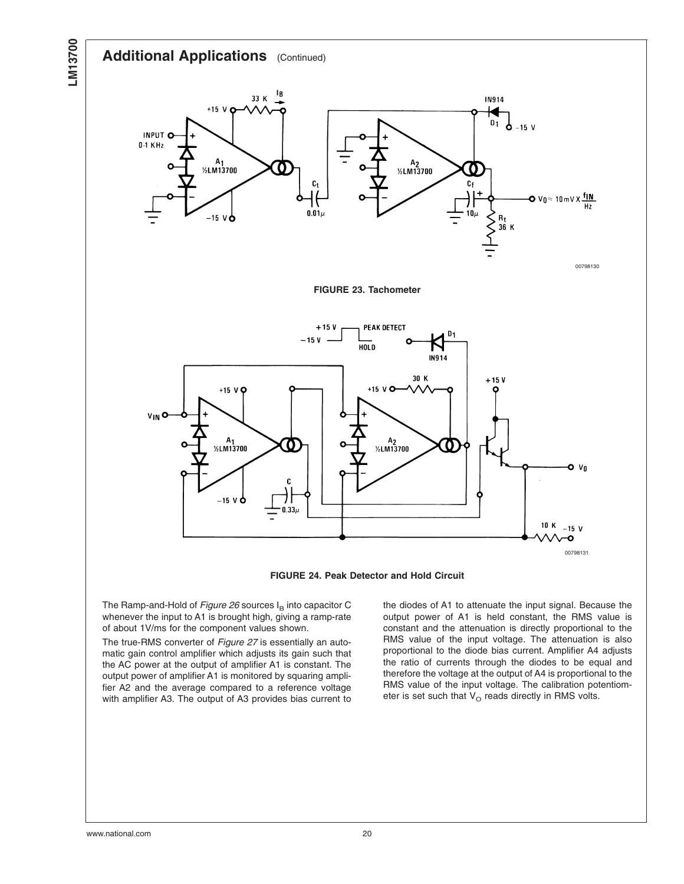## Additional Applications (Continued)

FIGURE 23. Tachometer

FIGURE 24. Peak Detector and Hold Circuit

The Ramp-and-Hold of *Figure 26* sources $I_B$ into capacitor C whenever the input to A1 is brought high, giving a ramp-rate of about 1V/ms for the component values shown.

The true-RMS converter of *Figure 27* is essentially an automatic gain control amplifier which adjusts its gain such that the AC power at the output of amplifier A1 is constant. The output power of amplifier A1 is monitored by squaring amplifier A2 and the average compared to a reference voltage with amplifier A3. The output of A3 provides bias current to the diodes of A1 to attenuate the input signal. Because the output power of A1 is held constant, the RMS value is constant and the attenuation is directly proportional to the RMS value of the input voltage. The attenuation is also proportional to the diode bias current. Amplifier A4 adjusts the ratio of currents through the diodes to be equal and therefore the voltage at the output of A4 is proportional to the RMS value of the input voltage. The calibration potentiometer is set such that $V_O$ reads directly in RMS volts.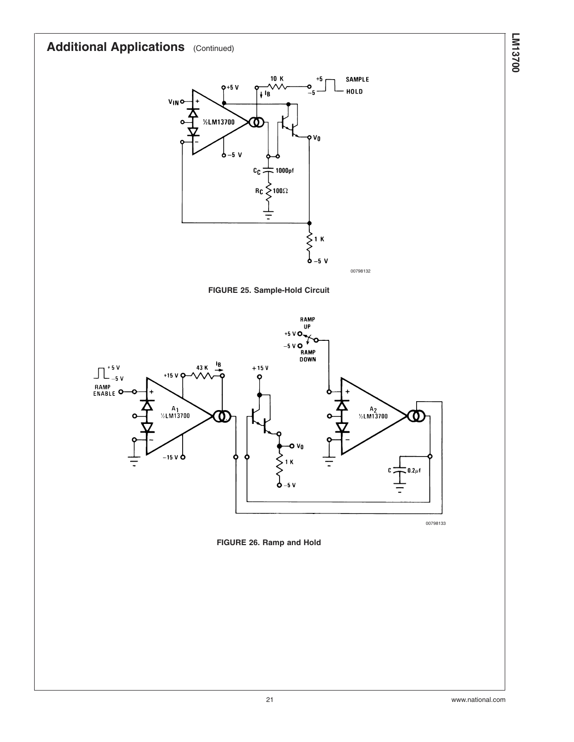## Additional Applications (Continued)

FIGURE 25. Sample-Hold Circuit

FIGURE 26. Ramp and Hold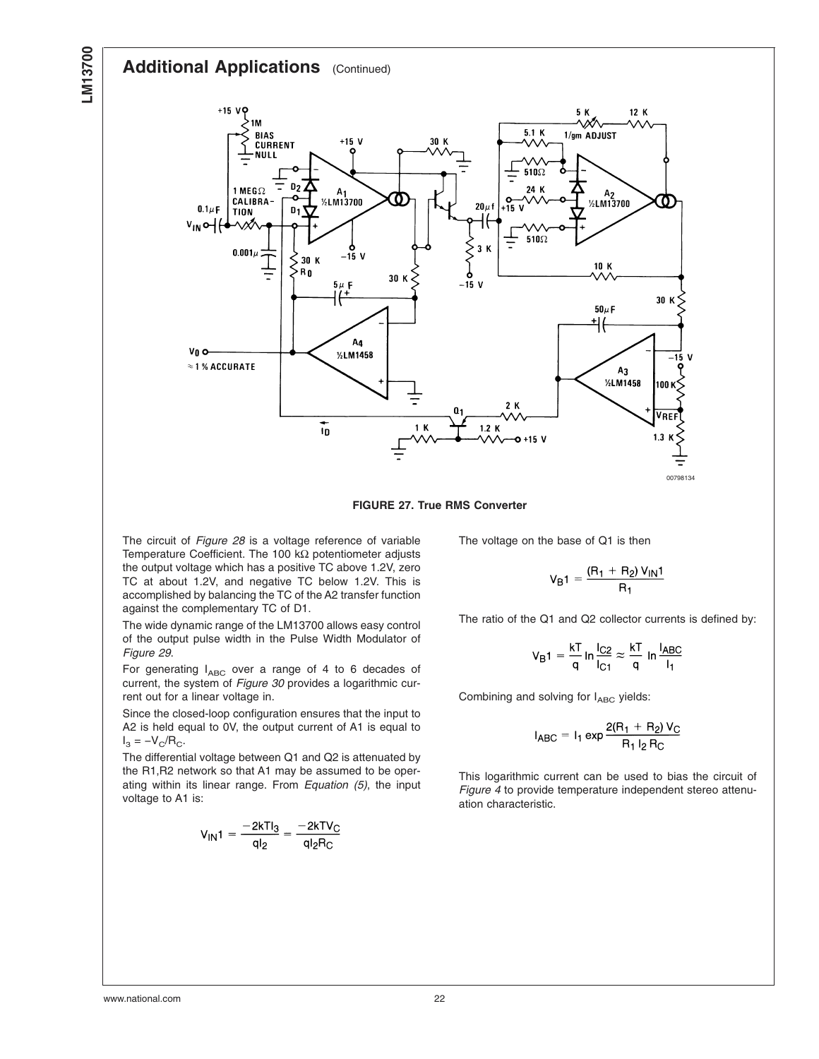## Additional Applications (Continued)

**FIGURE 27. True RMS Converter**

The circuit of *Figure 28* is a voltage reference of variable Temperature Coefficient. The 100 kΩ potentiometer adjusts the output voltage which has a positive TC above 1.2V, zero TC at about 1.2V, and negative TC below 1.2V. This is accomplished by balancing the TC of the A2 transfer function against the complementary TC of D1.

The wide dynamic range of the LM13700 allows easy control of the output pulse width in the Pulse Width Modulator of *Figure 29*.

For generating $I_{ABC}$ over a range of 4 to 6 decades of current, the system of *Figure 30* provides a logarithmic current out for a linear voltage in.

Since the closed-loop configuration ensures that the input to A2 is held equal to 0V, the output current of A1 is equal to $I_3 = -V_C/R_C$.

The differential voltage between Q1 and Q2 is attenuated by the R1,R2 network so that A1 may be assumed to be operating within its linear range. From *Equation (5)*, the input voltage to A1 is:

$$V_{IN}1 = \frac{-2kTI_3}{qI_2} = \frac{-2kTV_C}{qI_2R_C}$$

The voltage on the base of Q1 is then

$$V_B1 = \frac{(R_1 + R_2)\,V_{IN}1}{R_1}$$

The ratio of the Q1 and Q2 collector currents is defined by:

$$V_B1 = \frac{kT}{q}\ln\frac{I_{C2}}{I_{C1}} \approx \frac{kT}{q}\ln\frac{I_{ABC}}{I_1}$$

Combining and solving for $I_{ABC}$ yields:

$$I_{ABC} = I_1 \exp\frac{2(R_1 + R_2)\,V_C}{R_1\,I_2\,R_C}$$

This logarithmic current can be used to bias the circuit of *Figure 4* to provide temperature independent stereo attenuation characteristic.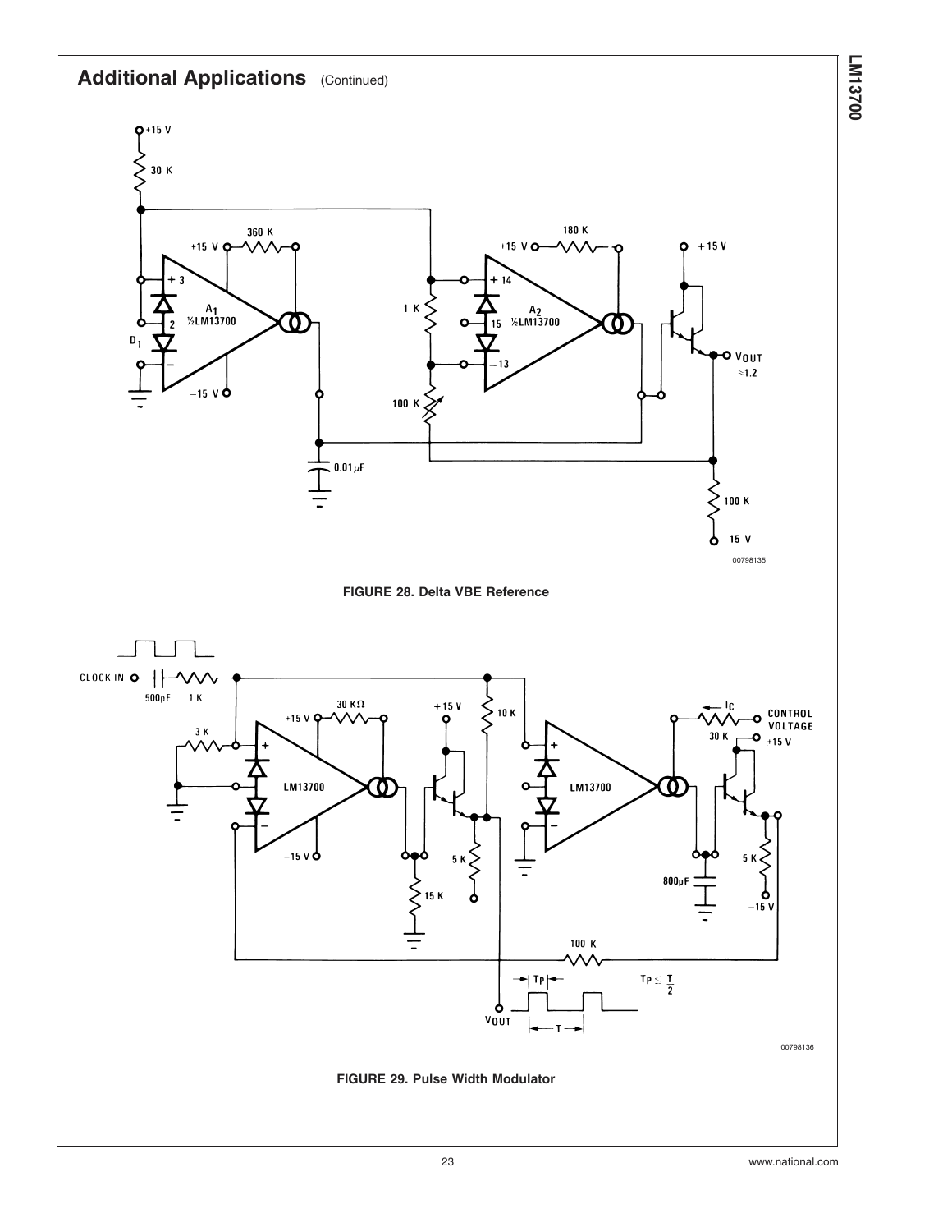## Additional Applications (Continued)

00798135

**FIGURE 28. Delta VBE Reference**

00798136

**FIGURE 29. Pulse Width Modulator**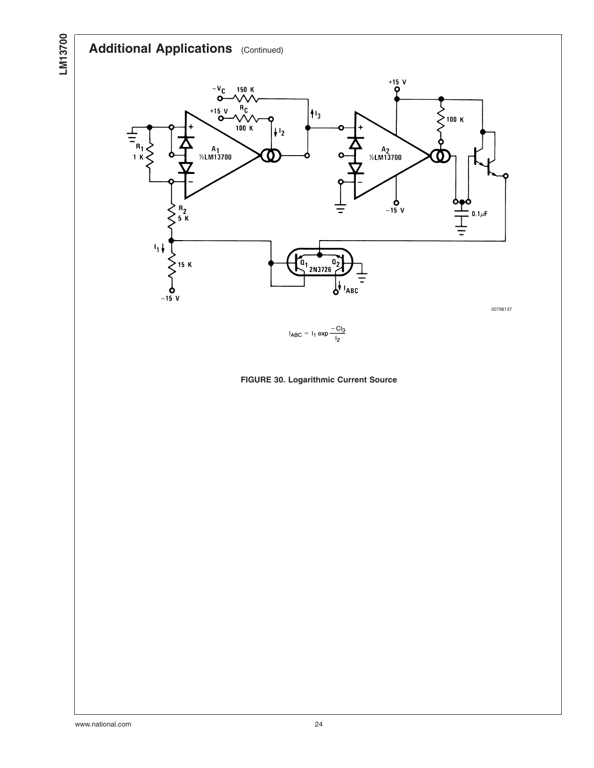## Additional Applications (Continued)

$$I_{ABC} = I_1 \exp \frac{-CI_3}{I_2}$$

**FIGURE 30. Logarithmic Current Source**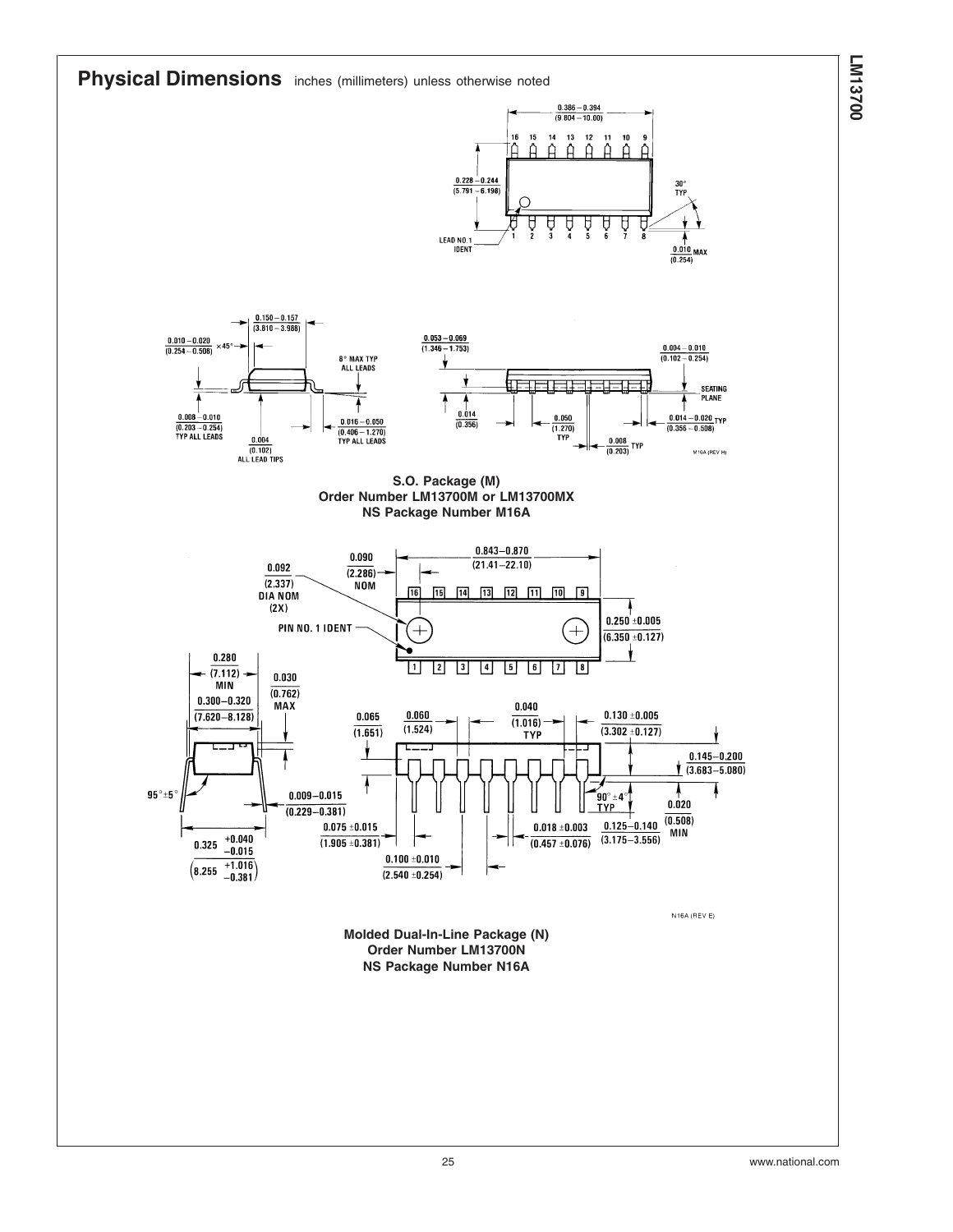## Physical Dimensions inches (millimeters) unless otherwise noted

**S.O. Package (M)**
**Order Number LM13700M or LM13700MX**
**NS Package Number M16A**

**Molded Dual-In-Line Package (N)**
**Order Number LM13700N**
**NS Package Number N16A**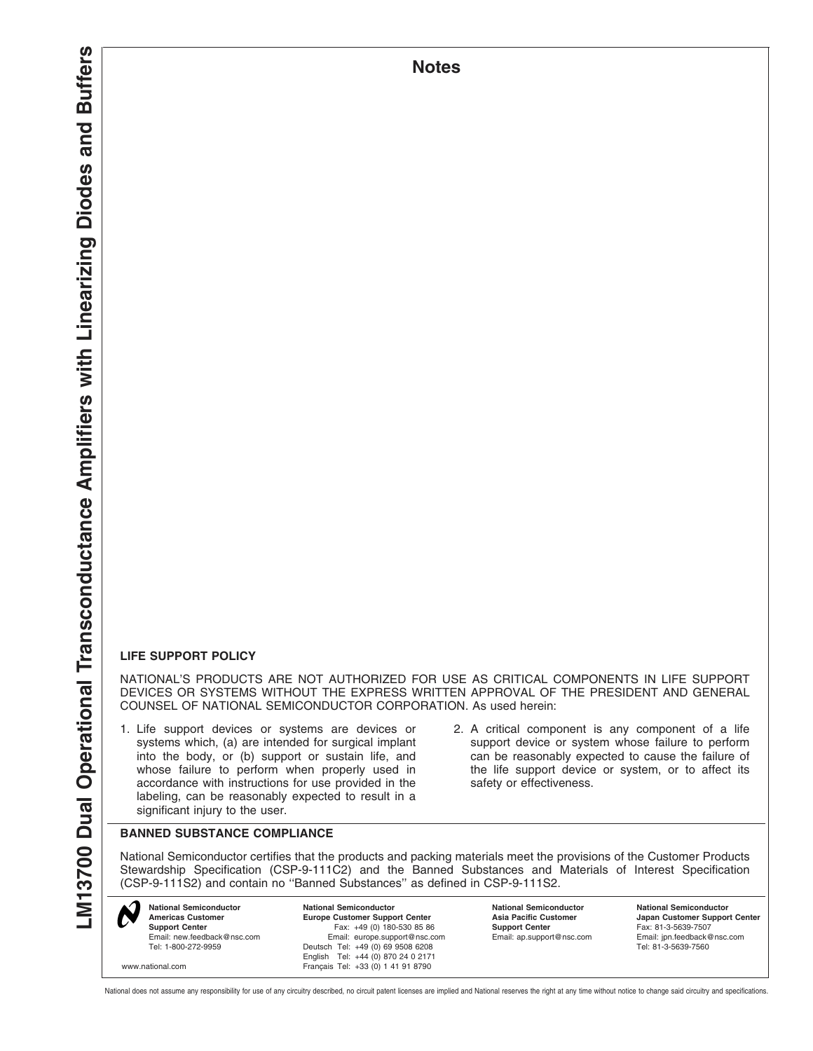## Notes

**LIFE SUPPORT POLICY**

NATIONAL'S PRODUCTS ARE NOT AUTHORIZED FOR USE AS CRITICAL COMPONENTS IN LIFE SUPPORT DEVICES OR SYSTEMS WITHOUT THE EXPRESS WRITTEN APPROVAL OF THE PRESIDENT AND GENERAL COUNSEL OF NATIONAL SEMICONDUCTOR CORPORATION. As used herein:

1. Life support devices or systems are devices or systems which, (a) are intended for surgical implant into the body, or (b) support or sustain life, and whose failure to perform when properly used in accordance with instructions for use provided in the labeling, can be reasonably expected to result in a significant injury to the user.
2. A critical component is any component of a life support device or system whose failure to perform can be reasonably expected to cause the failure of the life support device or system, or to affect its safety or effectiveness.

**BANNED SUBSTANCE COMPLIANCE**

National Semiconductor certifies that the products and packing materials meet the provisions of the Customer Products Stewardship Specification (CSP-9-111C2) and the Banned Substances and Materials of Interest Specification (CSP-9-111S2) and contain no ''Banned Substances'' as defined in CSP-9-111S2.

**National Semiconductor Americas Customer Support Center**
Email: new.feedback@nsc.com
Tel: 1-800-272-9959

www.national.com

**National Semiconductor Europe Customer Support Center**
Fax: +49 (0) 180-530 85 86
Email: europe.support@nsc.com
Deutsch Tel: +49 (0) 69 9508 6208
English Tel: +44 (0) 870 24 0 2171
Français Tel: +33 (0) 1 41 91 8790

**National Semiconductor Asia Pacific Customer Support Center**
Email: ap.support@nsc.com

**National Semiconductor Japan Customer Support Center**
Fax: 81-3-5639-7507
Email: jpn.feedback@nsc.com
Tel: 81-3-5639-7560

National does not assume any responsibility for use of any circuitry described, no circuit patent licenses are implied and National reserves the right at any time without notice to change said circuitry and specifications.